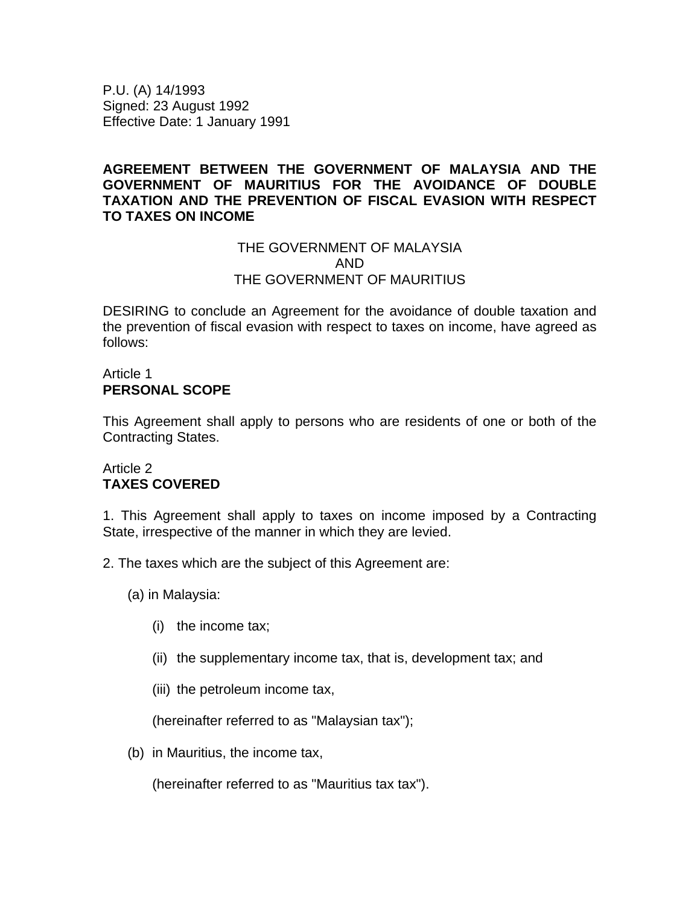P.U. (A) 14/1993
Signed: 23 August 1992
Effective Date: 1 January 1991

# AGREEMENT BETWEEN THE GOVERNMENT OF MALAYSIA AND THE GOVERNMENT OF MAURITIUS FOR THE AVOIDANCE OF DOUBLE TAXATION AND THE PREVENTION OF FISCAL EVASION WITH RESPECT TO TAXES ON INCOME

THE GOVERNMENT OF MALAYSIA
AND
THE GOVERNMENT OF MAURITIUS

DESIRING to conclude an Agreement for the avoidance of double taxation and the prevention of fiscal evasion with respect to taxes on income, have agreed as follows:

## Article 1
## PERSONAL SCOPE

This Agreement shall apply to persons who are residents of one or both of the Contracting States.

## Article 2
## TAXES COVERED

1. This Agreement shall apply to taxes on income imposed by a Contracting State, irrespective of the manner in which they are levied.

2. The taxes which are the subject of this Agreement are:

(a) in Malaysia:

(i) the income tax;

(ii) the supplementary income tax, that is, development tax; and

(iii) the petroleum income tax,

(hereinafter referred to as "Malaysian tax");

(b) in Mauritius, the income tax,

(hereinafter referred to as "Mauritius tax tax").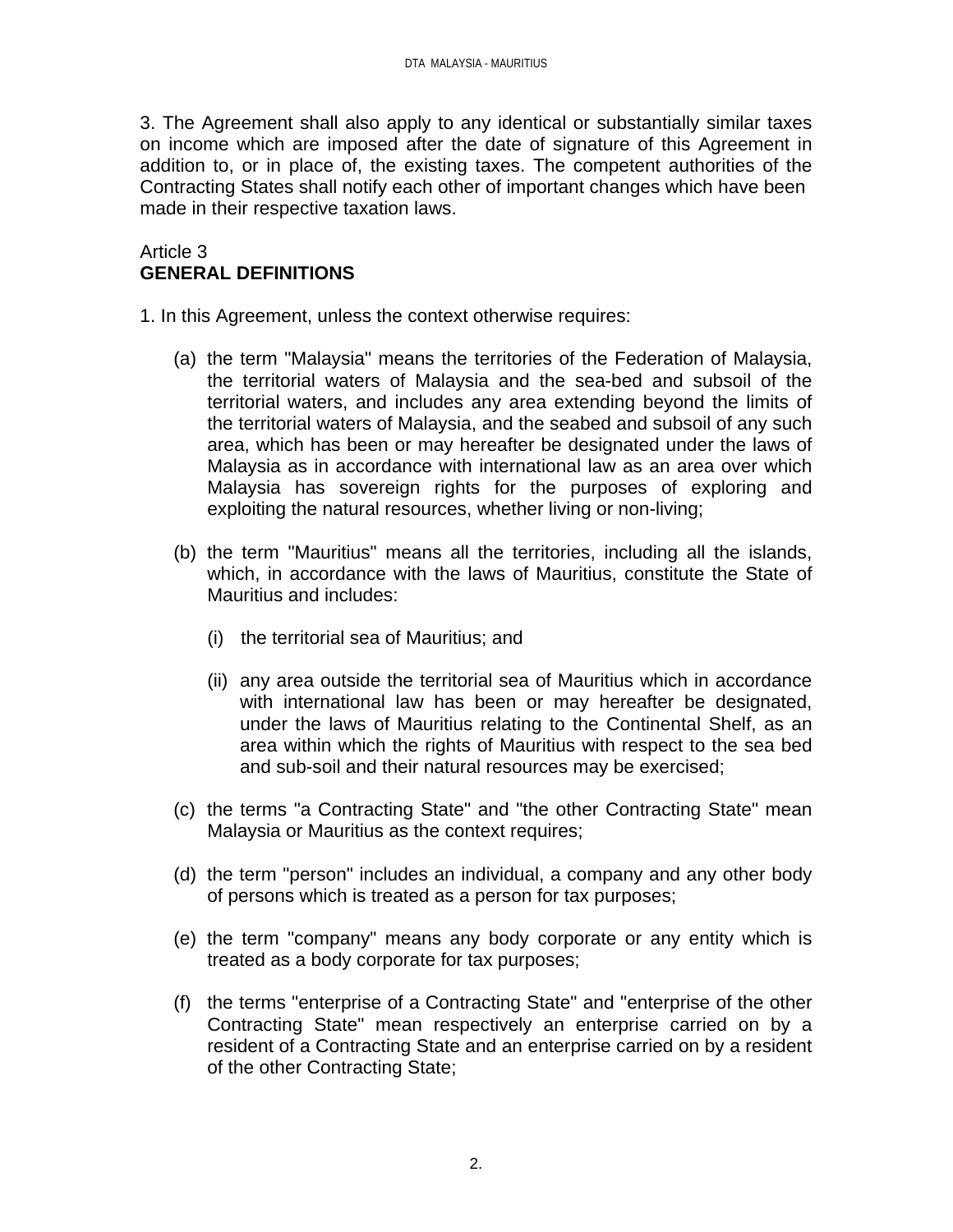3. The Agreement shall also apply to any identical or substantially similar taxes on income which are imposed after the date of signature of this Agreement in addition to, or in place of, the existing taxes. The competent authorities of the Contracting States shall notify each other of important changes which have been made in their respective taxation laws.

Article 3
**GENERAL DEFINITIONS**

1. In this Agreement, unless the context otherwise requires:

(a) the term "Malaysia" means the territories of the Federation of Malaysia, the territorial waters of Malaysia and the sea-bed and subsoil of the territorial waters, and includes any area extending beyond the limits of the territorial waters of Malaysia, and the seabed and subsoil of any such area, which has been or may hereafter be designated under the laws of Malaysia as in accordance with international law as an area over which Malaysia has sovereign rights for the purposes of exploring and exploiting the natural resources, whether living or non-living;

(b) the term "Mauritius" means all the territories, including all the islands, which, in accordance with the laws of Mauritius, constitute the State of Mauritius and includes:

   (i) the territorial sea of Mauritius; and

   (ii) any area outside the territorial sea of Mauritius which in accordance with international law has been or may hereafter be designated, under the laws of Mauritius relating to the Continental Shelf, as an area within which the rights of Mauritius with respect to the sea bed and sub-soil and their natural resources may be exercised;

(c) the terms "a Contracting State" and "the other Contracting State" mean Malaysia or Mauritius as the context requires;

(d) the term "person" includes an individual, a company and any other body of persons which is treated as a person for tax purposes;

(e) the term "company" means any body corporate or any entity which is treated as a body corporate for tax purposes;

(f) the terms "enterprise of a Contracting State" and "enterprise of the other Contracting State" mean respectively an enterprise carried on by a resident of a Contracting State and an enterprise carried on by a resident of the other Contracting State;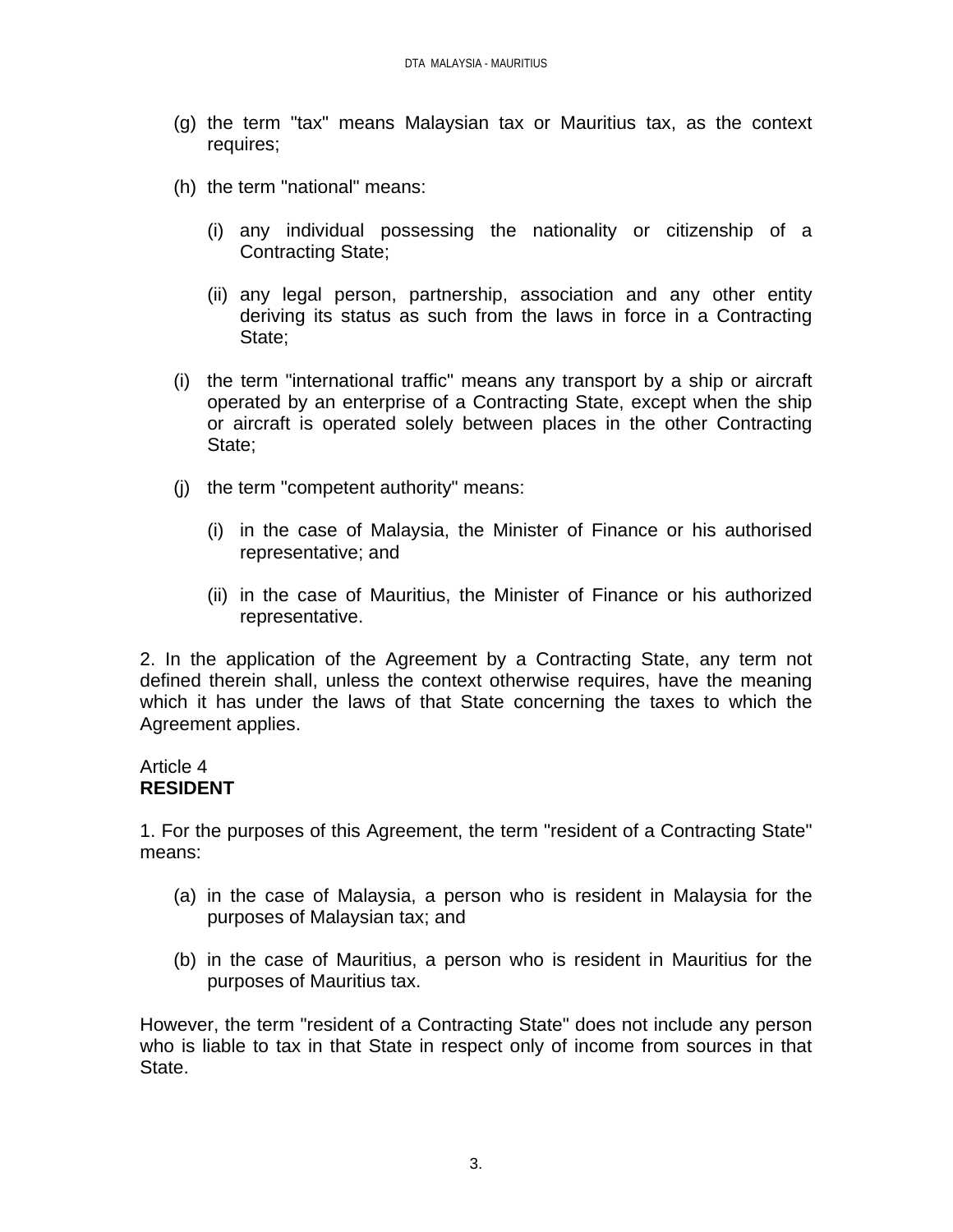(g) the term "tax" means Malaysian tax or Mauritius tax, as the context requires;

(h) the term "national" means:

  (i) any individual possessing the nationality or citizenship of a Contracting State;

  (ii) any legal person, partnership, association and any other entity deriving its status as such from the laws in force in a Contracting State;

(i) the term "international traffic" means any transport by a ship or aircraft operated by an enterprise of a Contracting State, except when the ship or aircraft is operated solely between places in the other Contracting State;

(j) the term "competent authority" means:

  (i) in the case of Malaysia, the Minister of Finance or his authorised representative; and

  (ii) in the case of Mauritius, the Minister of Finance or his authorized representative.

2. In the application of the Agreement by a Contracting State, any term not defined therein shall, unless the context otherwise requires, have the meaning which it has under the laws of that State concerning the taxes to which the Agreement applies.

Article 4
**RESIDENT**

1. For the purposes of this Agreement, the term "resident of a Contracting State" means:

(a) in the case of Malaysia, a person who is resident in Malaysia for the purposes of Malaysian tax; and

(b) in the case of Mauritius, a person who is resident in Mauritius for the purposes of Mauritius tax.

However, the term "resident of a Contracting State" does not include any person who is liable to tax in that State in respect only of income from sources in that State.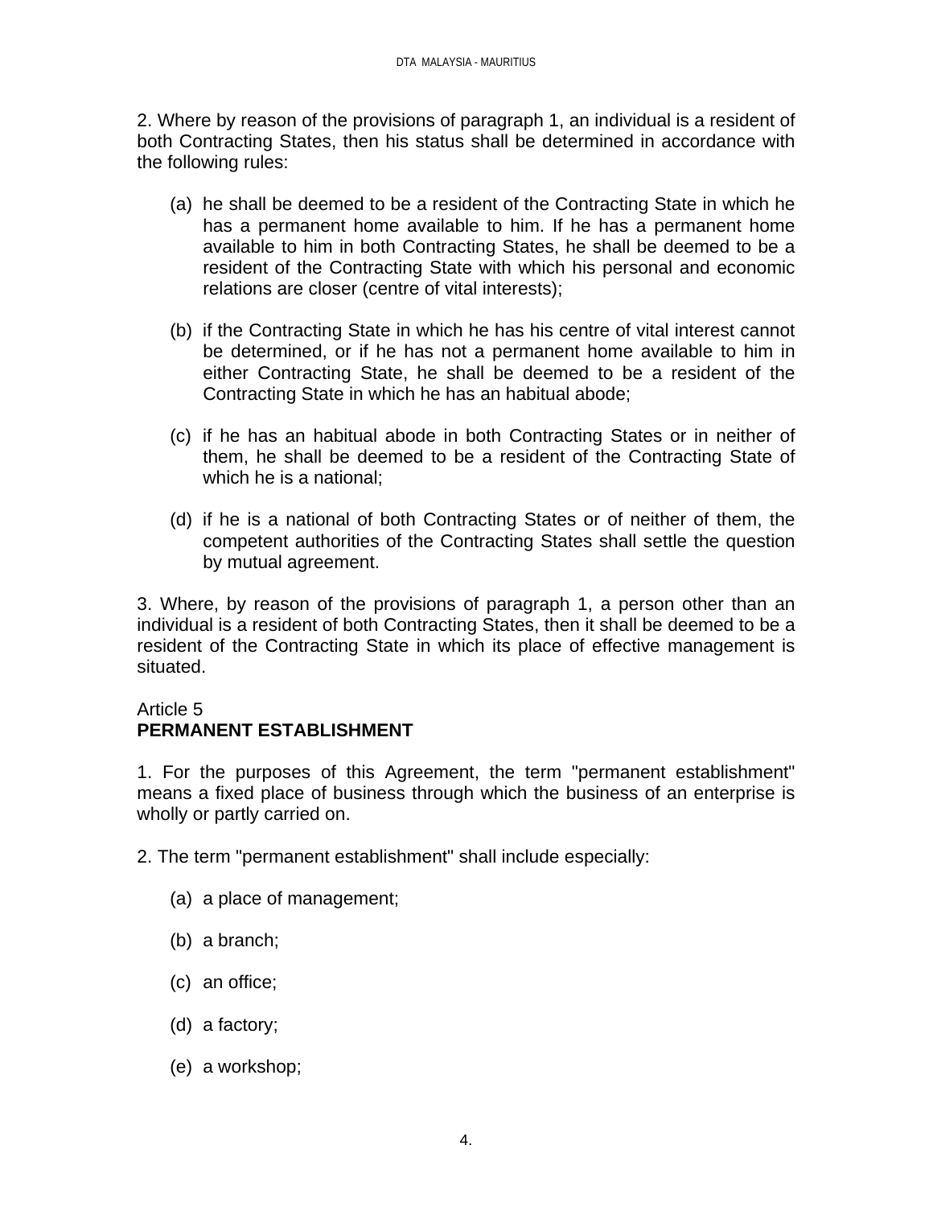2. Where by reason of the provisions of paragraph 1, an individual is a resident of both Contracting States, then his status shall be determined in accordance with the following rules:

(a) he shall be deemed to be a resident of the Contracting State in which he has a permanent home available to him. If he has a permanent home available to him in both Contracting States, he shall be deemed to be a resident of the Contracting State with which his personal and economic relations are closer (centre of vital interests);

(b) if the Contracting State in which he has his centre of vital interest cannot be determined, or if he has not a permanent home available to him in either Contracting State, he shall be deemed to be a resident of the Contracting State in which he has an habitual abode;

(c) if he has an habitual abode in both Contracting States or in neither of them, he shall be deemed to be a resident of the Contracting State of which he is a national;

(d) if he is a national of both Contracting States or of neither of them, the competent authorities of the Contracting States shall settle the question by mutual agreement.

3. Where, by reason of the provisions of paragraph 1, a person other than an individual is a resident of both Contracting States, then it shall be deemed to be a resident of the Contracting State in which its place of effective management is situated.

Article 5
**PERMANENT ESTABLISHMENT**

1. For the purposes of this Agreement, the term "permanent establishment" means a fixed place of business through which the business of an enterprise is wholly or partly carried on.

2. The term "permanent establishment" shall include especially:

(a) a place of management;

(b) a branch;

(c) an office;

(d) a factory;

(e) a workshop;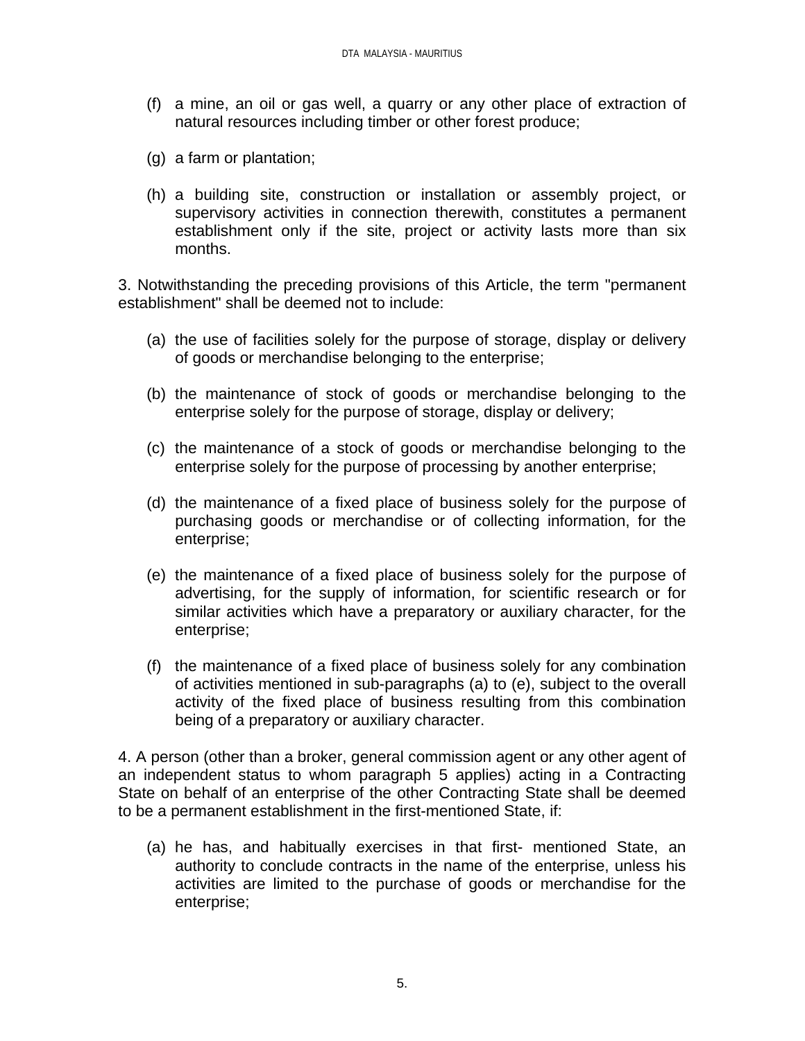(f) a mine, an oil or gas well, a quarry or any other place of extraction of natural resources including timber or other forest produce;

(g) a farm or plantation;

(h) a building site, construction or installation or assembly project, or supervisory activities in connection therewith, constitutes a permanent establishment only if the site, project or activity lasts more than six months.

3. Notwithstanding the preceding provisions of this Article, the term "permanent establishment" shall be deemed not to include:

(a) the use of facilities solely for the purpose of storage, display or delivery of goods or merchandise belonging to the enterprise;

(b) the maintenance of stock of goods or merchandise belonging to the enterprise solely for the purpose of storage, display or delivery;

(c) the maintenance of a stock of goods or merchandise belonging to the enterprise solely for the purpose of processing by another enterprise;

(d) the maintenance of a fixed place of business solely for the purpose of purchasing goods or merchandise or of collecting information, for the enterprise;

(e) the maintenance of a fixed place of business solely for the purpose of advertising, for the supply of information, for scientific research or for similar activities which have a preparatory or auxiliary character, for the enterprise;

(f) the maintenance of a fixed place of business solely for any combination of activities mentioned in sub-paragraphs (a) to (e), subject to the overall activity of the fixed place of business resulting from this combination being of a preparatory or auxiliary character.

4. A person (other than a broker, general commission agent or any other agent of an independent status to whom paragraph 5 applies) acting in a Contracting State on behalf of an enterprise of the other Contracting State shall be deemed to be a permanent establishment in the first-mentioned State, if:

(a) he has, and habitually exercises in that first- mentioned State, an authority to conclude contracts in the name of the enterprise, unless his activities are limited to the purchase of goods or merchandise for the enterprise;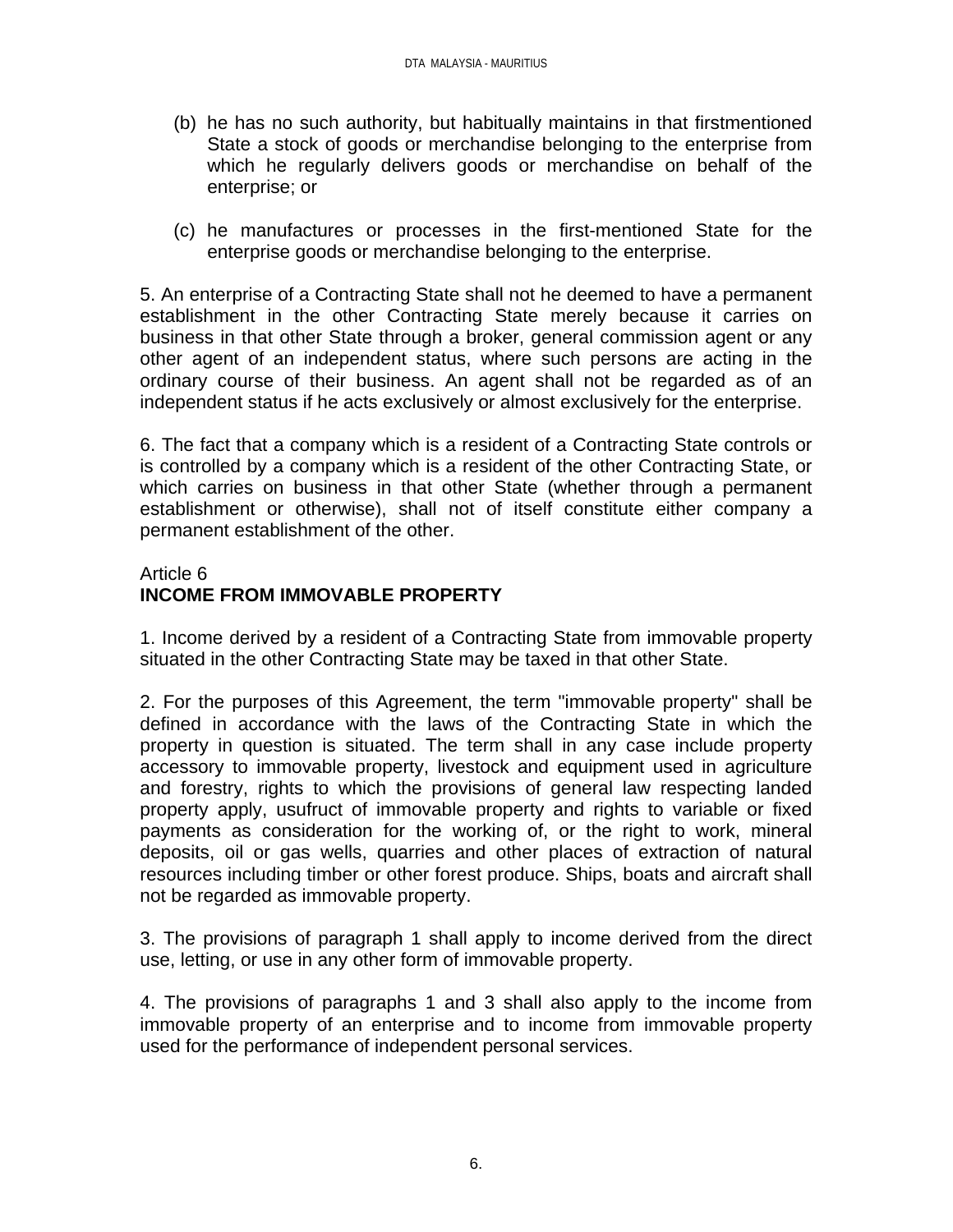(b) he has no such authority, but habitually maintains in that firstmentioned State a stock of goods or merchandise belonging to the enterprise from which he regularly delivers goods or merchandise on behalf of the enterprise; or

(c) he manufactures or processes in the first-mentioned State for the enterprise goods or merchandise belonging to the enterprise.

5. An enterprise of a Contracting State shall not he deemed to have a permanent establishment in the other Contracting State merely because it carries on business in that other State through a broker, general commission agent or any other agent of an independent status, where such persons are acting in the ordinary course of their business. An agent shall not be regarded as of an independent status if he acts exclusively or almost exclusively for the enterprise.

6. The fact that a company which is a resident of a Contracting State controls or is controlled by a company which is a resident of the other Contracting State, or which carries on business in that other State (whether through a permanent establishment or otherwise), shall not of itself constitute either company a permanent establishment of the other.

Article 6
**INCOME FROM IMMOVABLE PROPERTY**

1. Income derived by a resident of a Contracting State from immovable property situated in the other Contracting State may be taxed in that other State.

2. For the purposes of this Agreement, the term "immovable property" shall be defined in accordance with the laws of the Contracting State in which the property in question is situated. The term shall in any case include property accessory to immovable property, livestock and equipment used in agriculture and forestry, rights to which the provisions of general law respecting landed property apply, usufruct of immovable property and rights to variable or fixed payments as consideration for the working of, or the right to work, mineral deposits, oil or gas wells, quarries and other places of extraction of natural resources including timber or other forest produce. Ships, boats and aircraft shall not be regarded as immovable property.

3. The provisions of paragraph 1 shall apply to income derived from the direct use, letting, or use in any other form of immovable property.

4. The provisions of paragraphs 1 and 3 shall also apply to the income from immovable property of an enterprise and to income from immovable property used for the performance of independent personal services.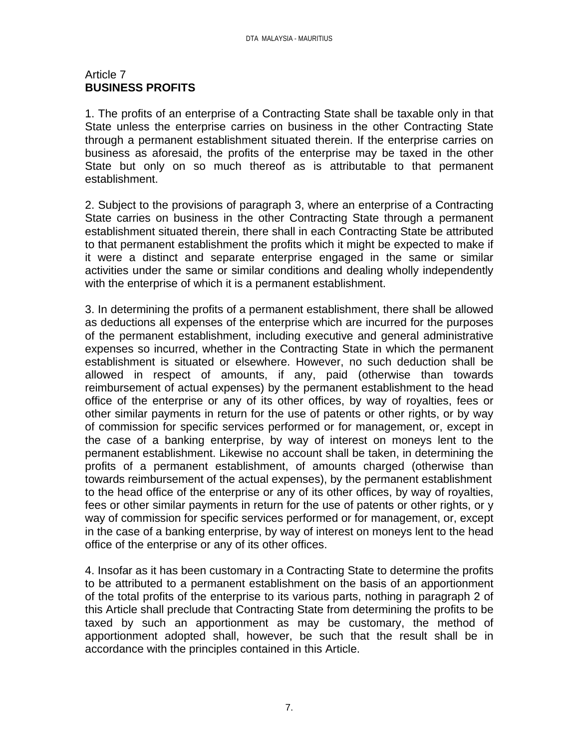Article 7
**BUSINESS PROFITS**

1. The profits of an enterprise of a Contracting State shall be taxable only in that State unless the enterprise carries on business in the other Contracting State through a permanent establishment situated therein. If the enterprise carries on business as aforesaid, the profits of the enterprise may be taxed in the other State but only on so much thereof as is attributable to that permanent establishment.

2. Subject to the provisions of paragraph 3, where an enterprise of a Contracting State carries on business in the other Contracting State through a permanent establishment situated therein, there shall in each Contracting State be attributed to that permanent establishment the profits which it might be expected to make if it were a distinct and separate enterprise engaged in the same or similar activities under the same or similar conditions and dealing wholly independently with the enterprise of which it is a permanent establishment.

3. In determining the profits of a permanent establishment, there shall be allowed as deductions all expenses of the enterprise which are incurred for the purposes of the permanent establishment, including executive and general administrative expenses so incurred, whether in the Contracting State in which the permanent establishment is situated or elsewhere. However, no such deduction shall be allowed in respect of amounts, if any, paid (otherwise than towards reimbursement of actual expenses) by the permanent establishment to the head office of the enterprise or any of its other offices, by way of royalties, fees or other similar payments in return for the use of patents or other rights, or by way of commission for specific services performed or for management, or, except in the case of a banking enterprise, by way of interest on moneys lent to the permanent establishment. Likewise no account shall be taken, in determining the profits of a permanent establishment, of amounts charged (otherwise than towards reimbursement of the actual expenses), by the permanent establishment to the head office of the enterprise or any of its other offices, by way of royalties, fees or other similar payments in return for the use of patents or other rights, or y way of commission for specific services performed or for management, or, except in the case of a banking enterprise, by way of interest on moneys lent to the head office of the enterprise or any of its other offices.

4. Insofar as it has been customary in a Contracting State to determine the profits to be attributed to a permanent establishment on the basis of an apportionment of the total profits of the enterprise to its various parts, nothing in paragraph 2 of this Article shall preclude that Contracting State from determining the profits to be taxed by such an apportionment as may be customary, the method of apportionment adopted shall, however, be such that the result shall be in accordance with the principles contained in this Article.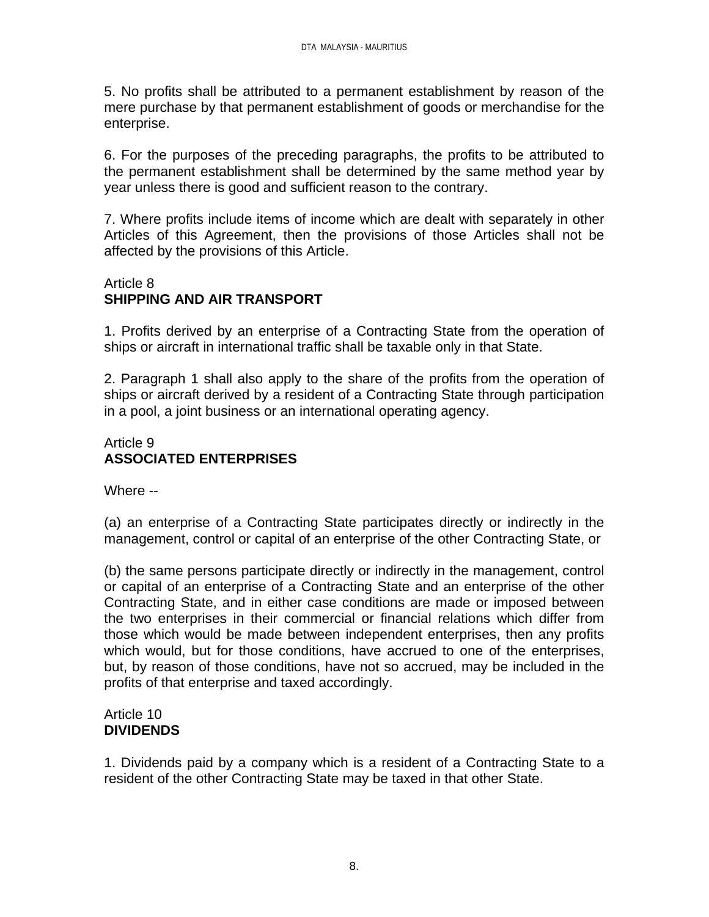5. No profits shall be attributed to a permanent establishment by reason of the mere purchase by that permanent establishment of goods or merchandise for the enterprise.

6. For the purposes of the preceding paragraphs, the profits to be attributed to the permanent establishment shall be determined by the same method year by year unless there is good and sufficient reason to the contrary.

7. Where profits include items of income which are dealt with separately in other Articles of this Agreement, then the provisions of those Articles shall not be affected by the provisions of this Article.

## Article 8
**SHIPPING AND AIR TRANSPORT**

1. Profits derived by an enterprise of a Contracting State from the operation of ships or aircraft in international traffic shall be taxable only in that State.

2. Paragraph 1 shall also apply to the share of the profits from the operation of ships or aircraft derived by a resident of a Contracting State through participation in a pool, a joint business or an international operating agency.

## Article 9
**ASSOCIATED ENTERPRISES**

Where --

(a) an enterprise of a Contracting State participates directly or indirectly in the management, control or capital of an enterprise of the other Contracting State, or

(b) the same persons participate directly or indirectly in the management, control or capital of an enterprise of a Contracting State and an enterprise of the other Contracting State, and in either case conditions are made or imposed between the two enterprises in their commercial or financial relations which differ from those which would be made between independent enterprises, then any profits which would, but for those conditions, have accrued to one of the enterprises, but, by reason of those conditions, have not so accrued, may be included in the profits of that enterprise and taxed accordingly.

## Article 10
**DIVIDENDS**

1. Dividends paid by a company which is a resident of a Contracting State to a resident of the other Contracting State may be taxed in that other State.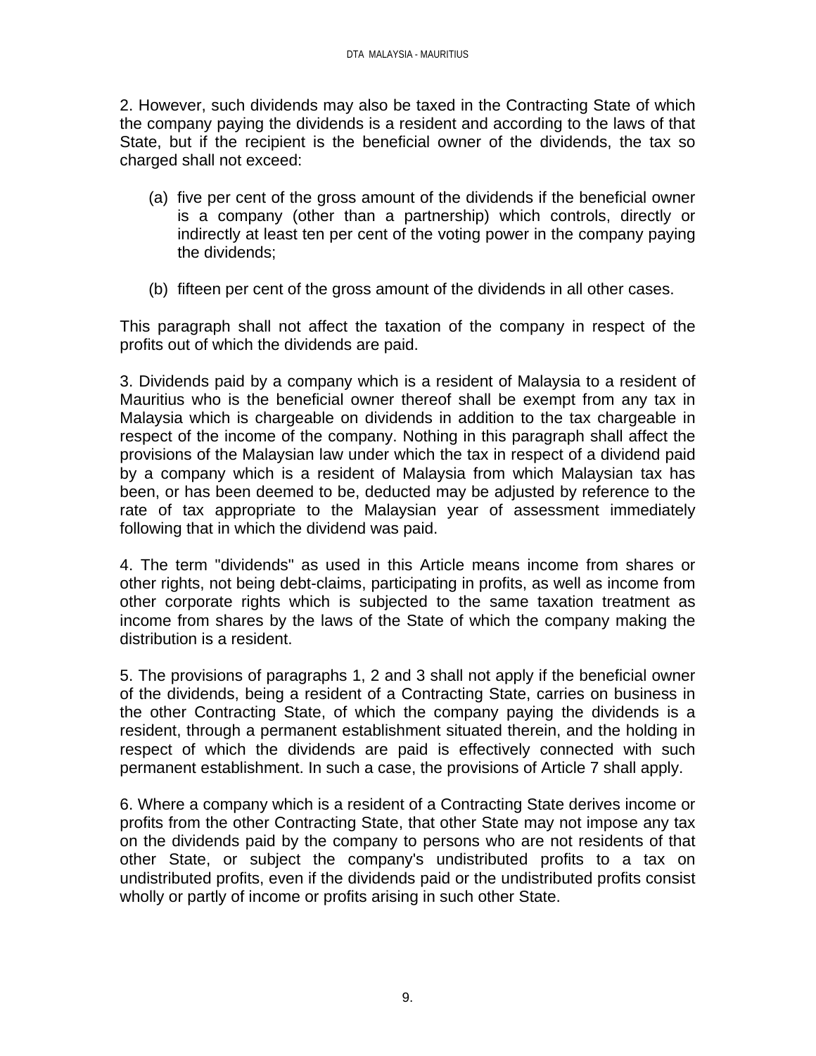2. However, such dividends may also be taxed in the Contracting State of which the company paying the dividends is a resident and according to the laws of that State, but if the recipient is the beneficial owner of the dividends, the tax so charged shall not exceed:

(a) five per cent of the gross amount of the dividends if the beneficial owner is a company (other than a partnership) which controls, directly or indirectly at least ten per cent of the voting power in the company paying the dividends;

(b) fifteen per cent of the gross amount of the dividends in all other cases.

This paragraph shall not affect the taxation of the company in respect of the profits out of which the dividends are paid.

3. Dividends paid by a company which is a resident of Malaysia to a resident of Mauritius who is the beneficial owner thereof shall be exempt from any tax in Malaysia which is chargeable on dividends in addition to the tax chargeable in respect of the income of the company. Nothing in this paragraph shall affect the provisions of the Malaysian law under which the tax in respect of a dividend paid by a company which is a resident of Malaysia from which Malaysian tax has been, or has been deemed to be, deducted may be adjusted by reference to the rate of tax appropriate to the Malaysian year of assessment immediately following that in which the dividend was paid.

4. The term "dividends" as used in this Article means income from shares or other rights, not being debt-claims, participating in profits, as well as income from other corporate rights which is subjected to the same taxation treatment as income from shares by the laws of the State of which the company making the distribution is a resident.

5. The provisions of paragraphs 1, 2 and 3 shall not apply if the beneficial owner of the dividends, being a resident of a Contracting State, carries on business in the other Contracting State, of which the company paying the dividends is a resident, through a permanent establishment situated therein, and the holding in respect of which the dividends are paid is effectively connected with such permanent establishment. In such a case, the provisions of Article 7 shall apply.

6. Where a company which is a resident of a Contracting State derives income or profits from the other Contracting State, that other State may not impose any tax on the dividends paid by the company to persons who are not residents of that other State, or subject the company's undistributed profits to a tax on undistributed profits, even if the dividends paid or the undistributed profits consist wholly or partly of income or profits arising in such other State.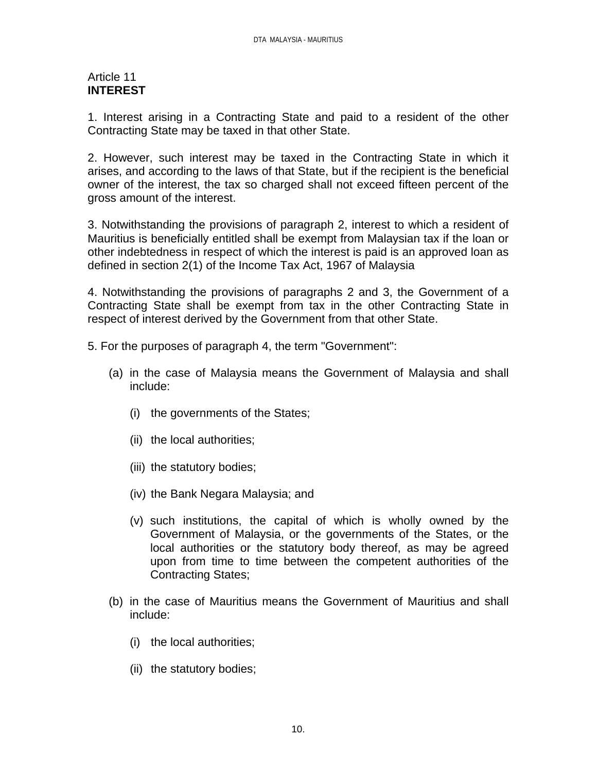Article 11
**INTEREST**

1. Interest arising in a Contracting State and paid to a resident of the other Contracting State may be taxed in that other State.

2. However, such interest may be taxed in the Contracting State in which it arises, and according to the laws of that State, but if the recipient is the beneficial owner of the interest, the tax so charged shall not exceed fifteen percent of the gross amount of the interest.

3. Notwithstanding the provisions of paragraph 2, interest to which a resident of Mauritius is beneficially entitled shall be exempt from Malaysian tax if the loan or other indebtedness in respect of which the interest is paid is an approved loan as defined in section 2(1) of the Income Tax Act, 1967 of Malaysia

4. Notwithstanding the provisions of paragraphs 2 and 3, the Government of a Contracting State shall be exempt from tax in the other Contracting State in respect of interest derived by the Government from that other State.

5. For the purposes of paragraph 4, the term "Government":

(a) in the case of Malaysia means the Government of Malaysia and shall include:

  (i) the governments of the States;

  (ii) the local authorities;

  (iii) the statutory bodies;

  (iv) the Bank Negara Malaysia; and

  (v) such institutions, the capital of which is wholly owned by the Government of Malaysia, or the governments of the States, or the local authorities or the statutory body thereof, as may be agreed upon from time to time between the competent authorities of the Contracting States;

(b) in the case of Mauritius means the Government of Mauritius and shall include:

  (i) the local authorities;

  (ii) the statutory bodies;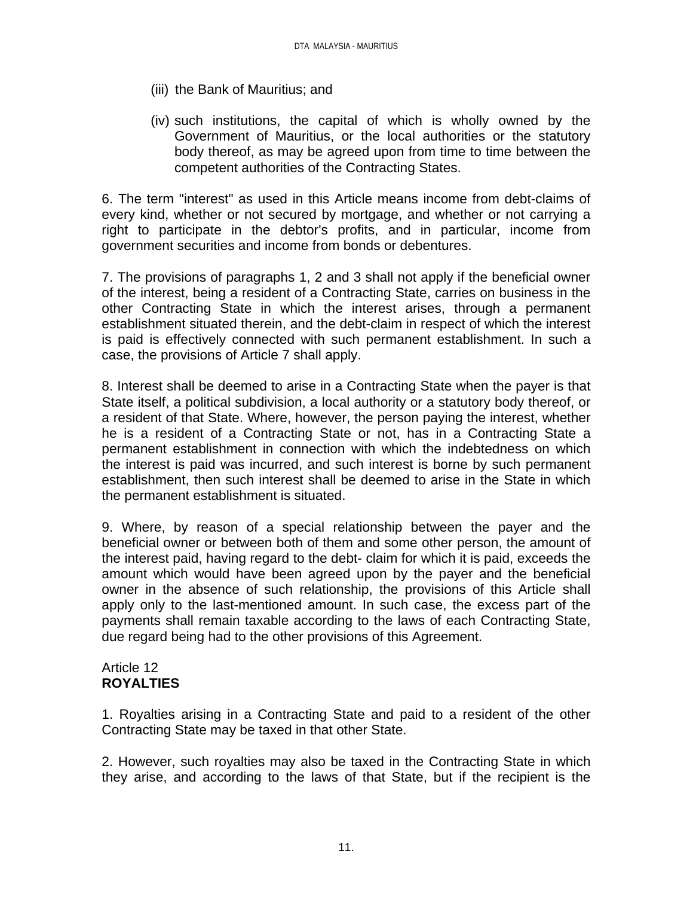(iii) the Bank of Mauritius; and

(iv) such institutions, the capital of which is wholly owned by the Government of Mauritius, or the local authorities or the statutory body thereof, as may be agreed upon from time to time between the competent authorities of the Contracting States.

6. The term "interest" as used in this Article means income from debt-claims of every kind, whether or not secured by mortgage, and whether or not carrying a right to participate in the debtor's profits, and in particular, income from government securities and income from bonds or debentures.

7. The provisions of paragraphs 1, 2 and 3 shall not apply if the beneficial owner of the interest, being a resident of a Contracting State, carries on business in the other Contracting State in which the interest arises, through a permanent establishment situated therein, and the debt-claim in respect of which the interest is paid is effectively connected with such permanent establishment. In such a case, the provisions of Article 7 shall apply.

8. Interest shall be deemed to arise in a Contracting State when the payer is that State itself, a political subdivision, a local authority or a statutory body thereof, or a resident of that State. Where, however, the person paying the interest, whether he is a resident of a Contracting State or not, has in a Contracting State a permanent establishment in connection with which the indebtedness on which the interest is paid was incurred, and such interest is borne by such permanent establishment, then such interest shall be deemed to arise in the State in which the permanent establishment is situated.

9. Where, by reason of a special relationship between the payer and the beneficial owner or between both of them and some other person, the amount of the interest paid, having regard to the debt- claim for which it is paid, exceeds the amount which would have been agreed upon by the payer and the beneficial owner in the absence of such relationship, the provisions of this Article shall apply only to the last-mentioned amount. In such case, the excess part of the payments shall remain taxable according to the laws of each Contracting State, due regard being had to the other provisions of this Agreement.

Article 12
**ROYALTIES**

1. Royalties arising in a Contracting State and paid to a resident of the other Contracting State may be taxed in that other State.

2. However, such royalties may also be taxed in the Contracting State in which they arise, and according to the laws of that State, but if the recipient is the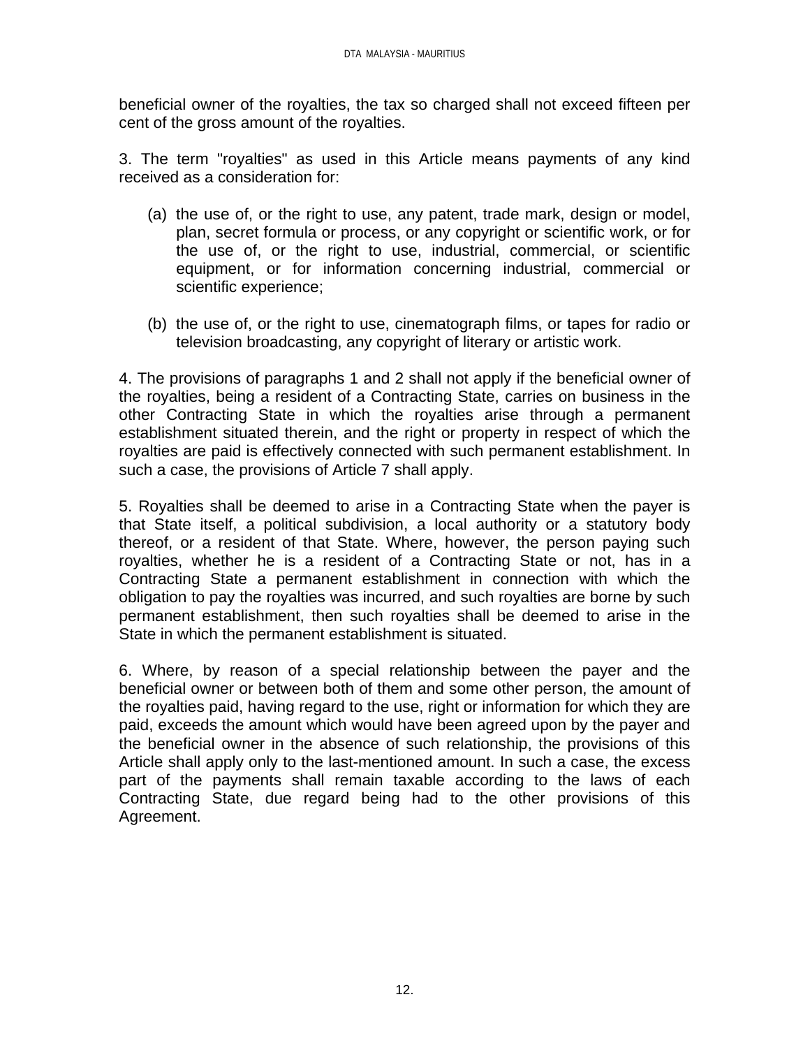beneficial owner of the royalties, the tax so charged shall not exceed fifteen per cent of the gross amount of the royalties.

3. The term "royalties" as used in this Article means payments of any kind received as a consideration for:

(a) the use of, or the right to use, any patent, trade mark, design or model, plan, secret formula or process, or any copyright or scientific work, or for the use of, or the right to use, industrial, commercial, or scientific equipment, or for information concerning industrial, commercial or scientific experience;

(b) the use of, or the right to use, cinematograph films, or tapes for radio or television broadcasting, any copyright of literary or artistic work.

4. The provisions of paragraphs 1 and 2 shall not apply if the beneficial owner of the royalties, being a resident of a Contracting State, carries on business in the other Contracting State in which the royalties arise through a permanent establishment situated therein, and the right or property in respect of which the royalties are paid is effectively connected with such permanent establishment. In such a case, the provisions of Article 7 shall apply.

5. Royalties shall be deemed to arise in a Contracting State when the payer is that State itself, a political subdivision, a local authority or a statutory body thereof, or a resident of that State. Where, however, the person paying such royalties, whether he is a resident of a Contracting State or not, has in a Contracting State a permanent establishment in connection with which the obligation to pay the royalties was incurred, and such royalties are borne by such permanent establishment, then such royalties shall be deemed to arise in the State in which the permanent establishment is situated.

6. Where, by reason of a special relationship between the payer and the beneficial owner or between both of them and some other person, the amount of the royalties paid, having regard to the use, right or information for which they are paid, exceeds the amount which would have been agreed upon by the payer and the beneficial owner in the absence of such relationship, the provisions of this Article shall apply only to the last-mentioned amount. In such a case, the excess part of the payments shall remain taxable according to the laws of each Contracting State, due regard being had to the other provisions of this Agreement.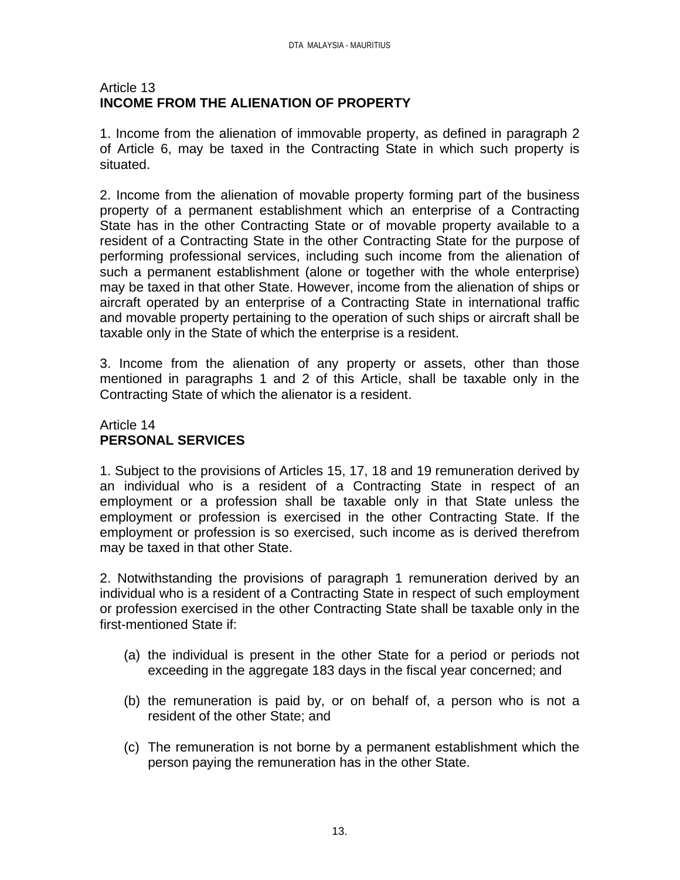## Article 13
**INCOME FROM THE ALIENATION OF PROPERTY**

1. Income from the alienation of immovable property, as defined in paragraph 2 of Article 6, may be taxed in the Contracting State in which such property is situated.

2. Income from the alienation of movable property forming part of the business property of a permanent establishment which an enterprise of a Contracting State has in the other Contracting State or of movable property available to a resident of a Contracting State in the other Contracting State for the purpose of performing professional services, including such income from the alienation of such a permanent establishment (alone or together with the whole enterprise) may be taxed in that other State. However, income from the alienation of ships or aircraft operated by an enterprise of a Contracting State in international traffic and movable property pertaining to the operation of such ships or aircraft shall be taxable only in the State of which the enterprise is a resident.

3. Income from the alienation of any property or assets, other than those mentioned in paragraphs 1 and 2 of this Article, shall be taxable only in the Contracting State of which the alienator is a resident.

## Article 14
**PERSONAL SERVICES**

1. Subject to the provisions of Articles 15, 17, 18 and 19 remuneration derived by an individual who is a resident of a Contracting State in respect of an employment or a profession shall be taxable only in that State unless the employment or profession is exercised in the other Contracting State. If the employment or profession is so exercised, such income as is derived therefrom may be taxed in that other State.

2. Notwithstanding the provisions of paragraph 1 remuneration derived by an individual who is a resident of a Contracting State in respect of such employment or profession exercised in the other Contracting State shall be taxable only in the first-mentioned State if:

(a) the individual is present in the other State for a period or periods not exceeding in the aggregate 183 days in the fiscal year concerned; and

(b) the remuneration is paid by, or on behalf of, a person who is not a resident of the other State; and

(c) The remuneration is not borne by a permanent establishment which the person paying the remuneration has in the other State.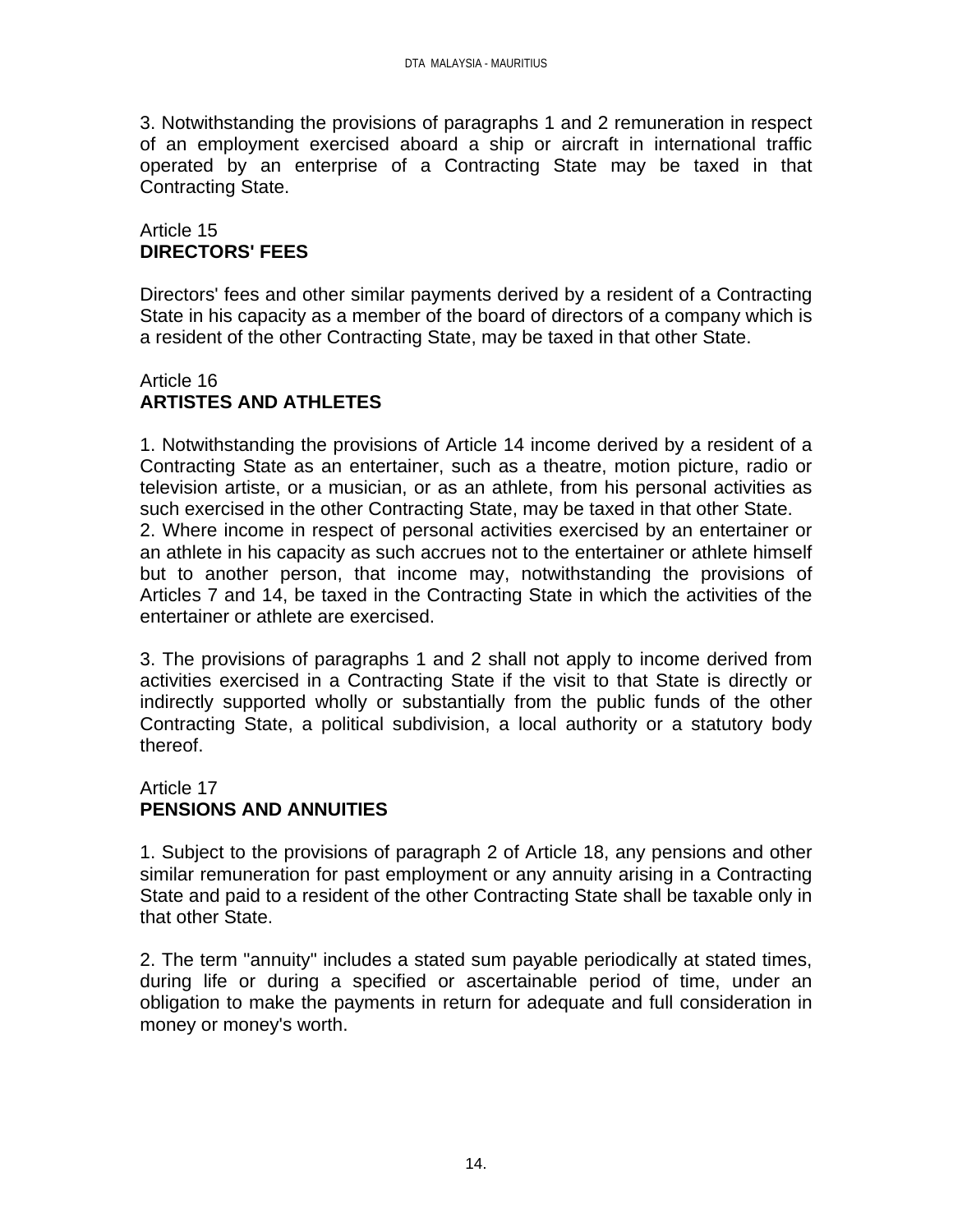3. Notwithstanding the provisions of paragraphs 1 and 2 remuneration in respect of an employment exercised aboard a ship or aircraft in international traffic operated by an enterprise of a Contracting State may be taxed in that Contracting State.

## Article 15
## **DIRECTORS' FEES**

Directors' fees and other similar payments derived by a resident of a Contracting State in his capacity as a member of the board of directors of a company which is a resident of the other Contracting State, may be taxed in that other State.

## Article 16
## **ARTISTES AND ATHLETES**

1. Notwithstanding the provisions of Article 14 income derived by a resident of a Contracting State as an entertainer, such as a theatre, motion picture, radio or television artiste, or a musician, or as an athlete, from his personal activities as such exercised in the other Contracting State, may be taxed in that other State.
2. Where income in respect of personal activities exercised by an entertainer or an athlete in his capacity as such accrues not to the entertainer or athlete himself but to another person, that income may, notwithstanding the provisions of Articles 7 and 14, be taxed in the Contracting State in which the activities of the entertainer or athlete are exercised.

3. The provisions of paragraphs 1 and 2 shall not apply to income derived from activities exercised in a Contracting State if the visit to that State is directly or indirectly supported wholly or substantially from the public funds of the other Contracting State, a political subdivision, a local authority or a statutory body thereof.

## Article 17
## **PENSIONS AND ANNUITIES**

1. Subject to the provisions of paragraph 2 of Article 18, any pensions and other similar remuneration for past employment or any annuity arising in a Contracting State and paid to a resident of the other Contracting State shall be taxable only in that other State.

2. The term "annuity" includes a stated sum payable periodically at stated times, during life or during a specified or ascertainable period of time, under an obligation to make the payments in return for adequate and full consideration in money or money's worth.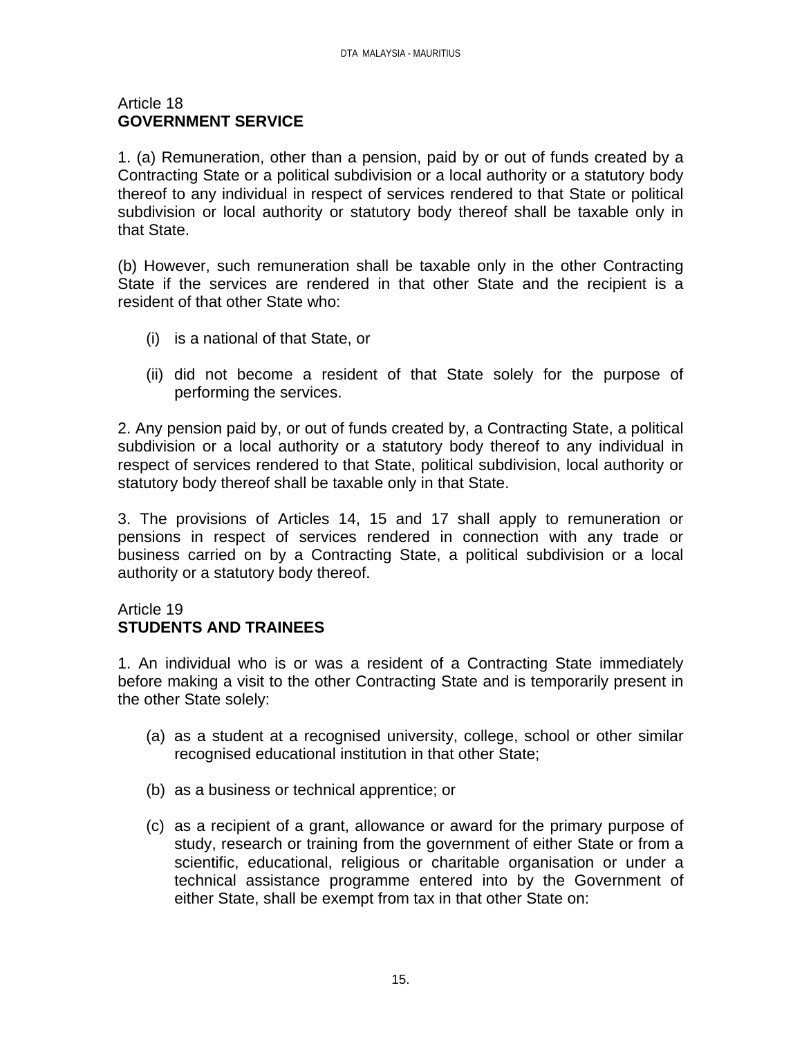Article 18
**GOVERNMENT SERVICE**

1. (a) Remuneration, other than a pension, paid by or out of funds created by a Contracting State or a political subdivision or a local authority or a statutory body thereof to any individual in respect of services rendered to that State or political subdivision or local authority or statutory body thereof shall be taxable only in that State.

(b) However, such remuneration shall be taxable only in the other Contracting State if the services are rendered in that other State and the recipient is a resident of that other State who:

(i) is a national of that State, or

(ii) did not become a resident of that State solely for the purpose of performing the services.

2. Any pension paid by, or out of funds created by, a Contracting State, a political subdivision or a local authority or a statutory body thereof to any individual in respect of services rendered to that State, political subdivision, local authority or statutory body thereof shall be taxable only in that State.

3. The provisions of Articles 14, 15 and 17 shall apply to remuneration or pensions in respect of services rendered in connection with any trade or business carried on by a Contracting State, a political subdivision or a local authority or a statutory body thereof.

Article 19
**STUDENTS AND TRAINEES**

1. An individual who is or was a resident of a Contracting State immediately before making a visit to the other Contracting State and is temporarily present in the other State solely:

(a) as a student at a recognised university, college, school or other similar recognised educational institution in that other State;

(b) as a business or technical apprentice; or

(c) as a recipient of a grant, allowance or award for the primary purpose of study, research or training from the government of either State or from a scientific, educational, religious or charitable organisation or under a technical assistance programme entered into by the Government of either State, shall be exempt from tax in that other State on: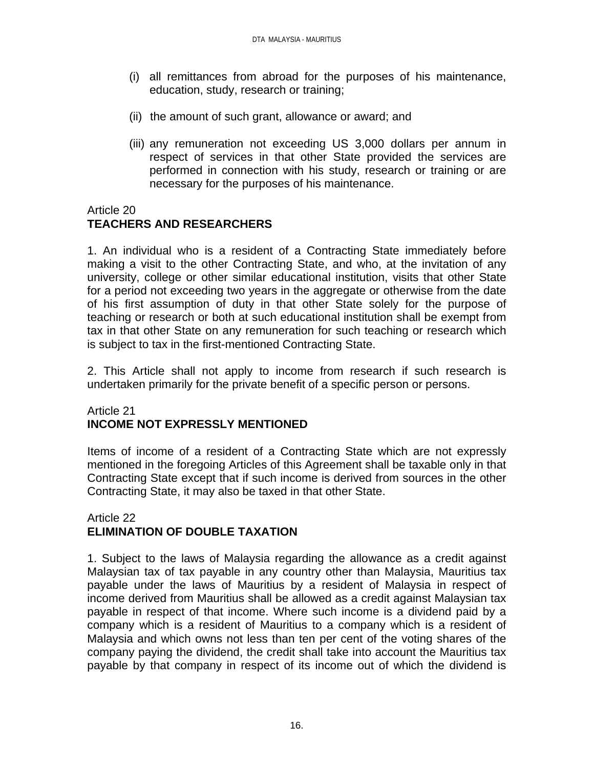(i) all remittances from abroad for the purposes of his maintenance, education, study, research or training;

(ii) the amount of such grant, allowance or award; and

(iii) any remuneration not exceeding US 3,000 dollars per annum in respect of services in that other State provided the services are performed in connection with his study, research or training or are necessary for the purposes of his maintenance.

Article 20
**TEACHERS AND RESEARCHERS**

1. An individual who is a resident of a Contracting State immediately before making a visit to the other Contracting State, and who, at the invitation of any university, college or other similar educational institution, visits that other State for a period not exceeding two years in the aggregate or otherwise from the date of his first assumption of duty in that other State solely for the purpose of teaching or research or both at such educational institution shall be exempt from tax in that other State on any remuneration for such teaching or research which is subject to tax in the first-mentioned Contracting State.

2. This Article shall not apply to income from research if such research is undertaken primarily for the private benefit of a specific person or persons.

Article 21
**INCOME NOT EXPRESSLY MENTIONED**

Items of income of a resident of a Contracting State which are not expressly mentioned in the foregoing Articles of this Agreement shall be taxable only in that Contracting State except that if such income is derived from sources in the other Contracting State, it may also be taxed in that other State.

Article 22
**ELIMINATION OF DOUBLE TAXATION**

1. Subject to the laws of Malaysia regarding the allowance as a credit against Malaysian tax of tax payable in any country other than Malaysia, Mauritius tax payable under the laws of Mauritius by a resident of Malaysia in respect of income derived from Mauritius shall be allowed as a credit against Malaysian tax payable in respect of that income. Where such income is a dividend paid by a company which is a resident of Mauritius to a company which is a resident of Malaysia and which owns not less than ten per cent of the voting shares of the company paying the dividend, the credit shall take into account the Mauritius tax payable by that company in respect of its income out of which the dividend is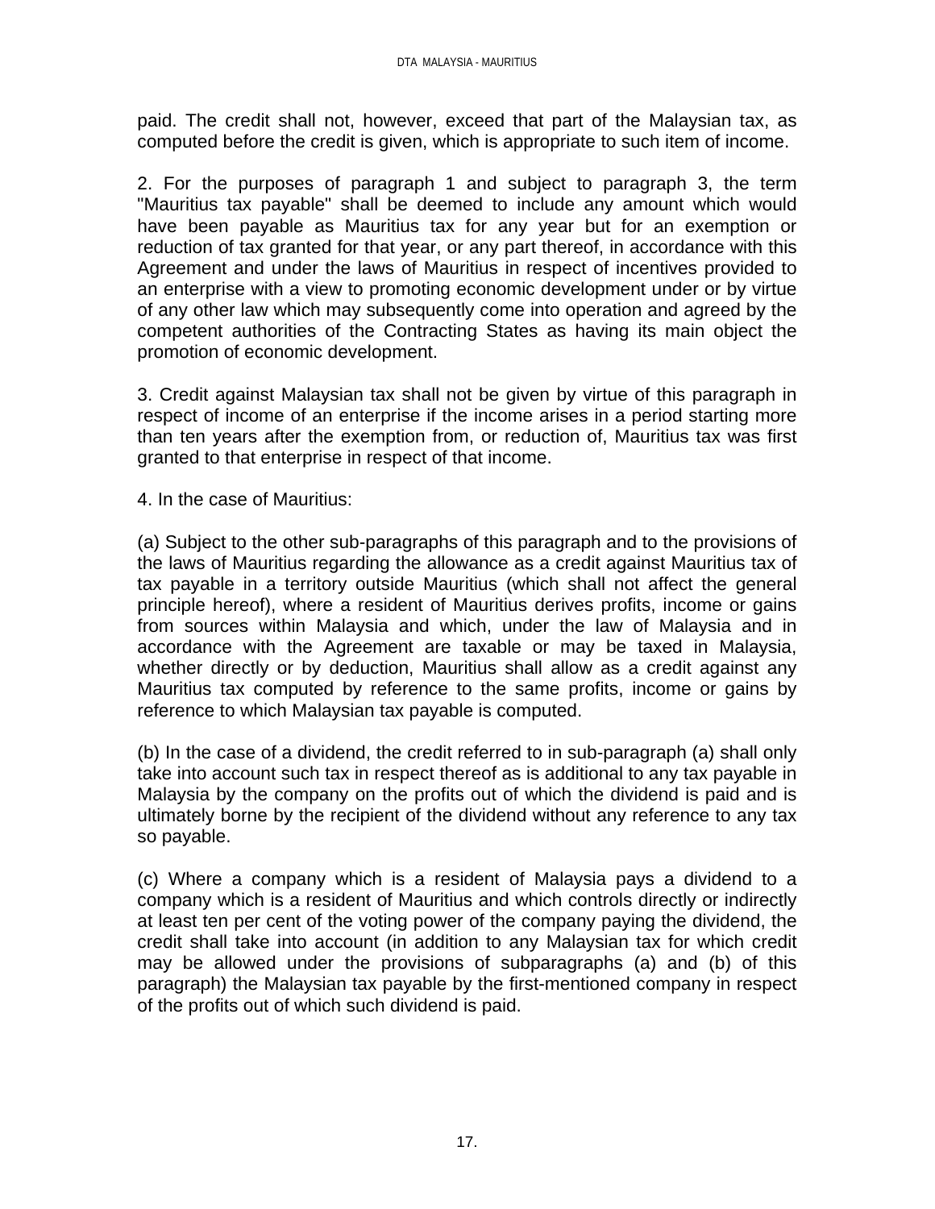paid. The credit shall not, however, exceed that part of the Malaysian tax, as computed before the credit is given, which is appropriate to such item of income.

2. For the purposes of paragraph 1 and subject to paragraph 3, the term "Mauritius tax payable" shall be deemed to include any amount which would have been payable as Mauritius tax for any year but for an exemption or reduction of tax granted for that year, or any part thereof, in accordance with this Agreement and under the laws of Mauritius in respect of incentives provided to an enterprise with a view to promoting economic development under or by virtue of any other law which may subsequently come into operation and agreed by the competent authorities of the Contracting States as having its main object the promotion of economic development.

3. Credit against Malaysian tax shall not be given by virtue of this paragraph in respect of income of an enterprise if the income arises in a period starting more than ten years after the exemption from, or reduction of, Mauritius tax was first granted to that enterprise in respect of that income.

4. In the case of Mauritius:

(a) Subject to the other sub-paragraphs of this paragraph and to the provisions of the laws of Mauritius regarding the allowance as a credit against Mauritius tax of tax payable in a territory outside Mauritius (which shall not affect the general principle hereof), where a resident of Mauritius derives profits, income or gains from sources within Malaysia and which, under the law of Malaysia and in accordance with the Agreement are taxable or may be taxed in Malaysia, whether directly or by deduction, Mauritius shall allow as a credit against any Mauritius tax computed by reference to the same profits, income or gains by reference to which Malaysian tax payable is computed.

(b) In the case of a dividend, the credit referred to in sub-paragraph (a) shall only take into account such tax in respect thereof as is additional to any tax payable in Malaysia by the company on the profits out of which the dividend is paid and is ultimately borne by the recipient of the dividend without any reference to any tax so payable.

(c) Where a company which is a resident of Malaysia pays a dividend to a company which is a resident of Mauritius and which controls directly or indirectly at least ten per cent of the voting power of the company paying the dividend, the credit shall take into account (in addition to any Malaysian tax for which credit may be allowed under the provisions of subparagraphs (a) and (b) of this paragraph) the Malaysian tax payable by the first-mentioned company in respect of the profits out of which such dividend is paid.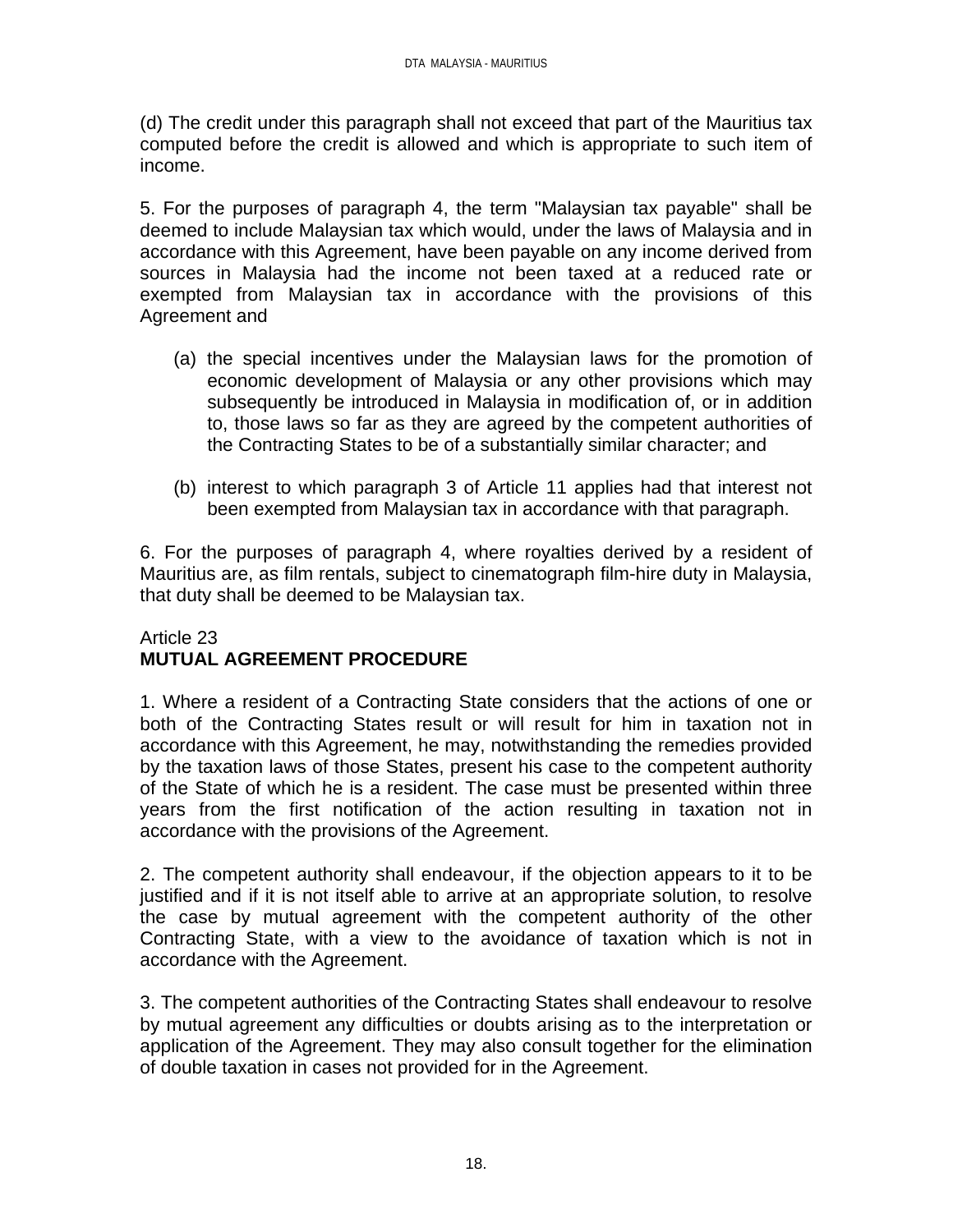(d) The credit under this paragraph shall not exceed that part of the Mauritius tax computed before the credit is allowed and which is appropriate to such item of income.

5. For the purposes of paragraph 4, the term "Malaysian tax payable" shall be deemed to include Malaysian tax which would, under the laws of Malaysia and in accordance with this Agreement, have been payable on any income derived from sources in Malaysia had the income not been taxed at a reduced rate or exempted from Malaysian tax in accordance with the provisions of this Agreement and

(a) the special incentives under the Malaysian laws for the promotion of economic development of Malaysia or any other provisions which may subsequently be introduced in Malaysia in modification of, or in addition to, those laws so far as they are agreed by the competent authorities of the Contracting States to be of a substantially similar character; and

(b) interest to which paragraph 3 of Article 11 applies had that interest not been exempted from Malaysian tax in accordance with that paragraph.

6. For the purposes of paragraph 4, where royalties derived by a resident of Mauritius are, as film rentals, subject to cinematograph film-hire duty in Malaysia, that duty shall be deemed to be Malaysian tax.

## Article 23
## MUTUAL AGREEMENT PROCEDURE

1. Where a resident of a Contracting State considers that the actions of one or both of the Contracting States result or will result for him in taxation not in accordance with this Agreement, he may, notwithstanding the remedies provided by the taxation laws of those States, present his case to the competent authority of the State of which he is a resident. The case must be presented within three years from the first notification of the action resulting in taxation not in accordance with the provisions of the Agreement.

2. The competent authority shall endeavour, if the objection appears to it to be justified and if it is not itself able to arrive at an appropriate solution, to resolve the case by mutual agreement with the competent authority of the other Contracting State, with a view to the avoidance of taxation which is not in accordance with the Agreement.

3. The competent authorities of the Contracting States shall endeavour to resolve by mutual agreement any difficulties or doubts arising as to the interpretation or application of the Agreement. They may also consult together for the elimination of double taxation in cases not provided for in the Agreement.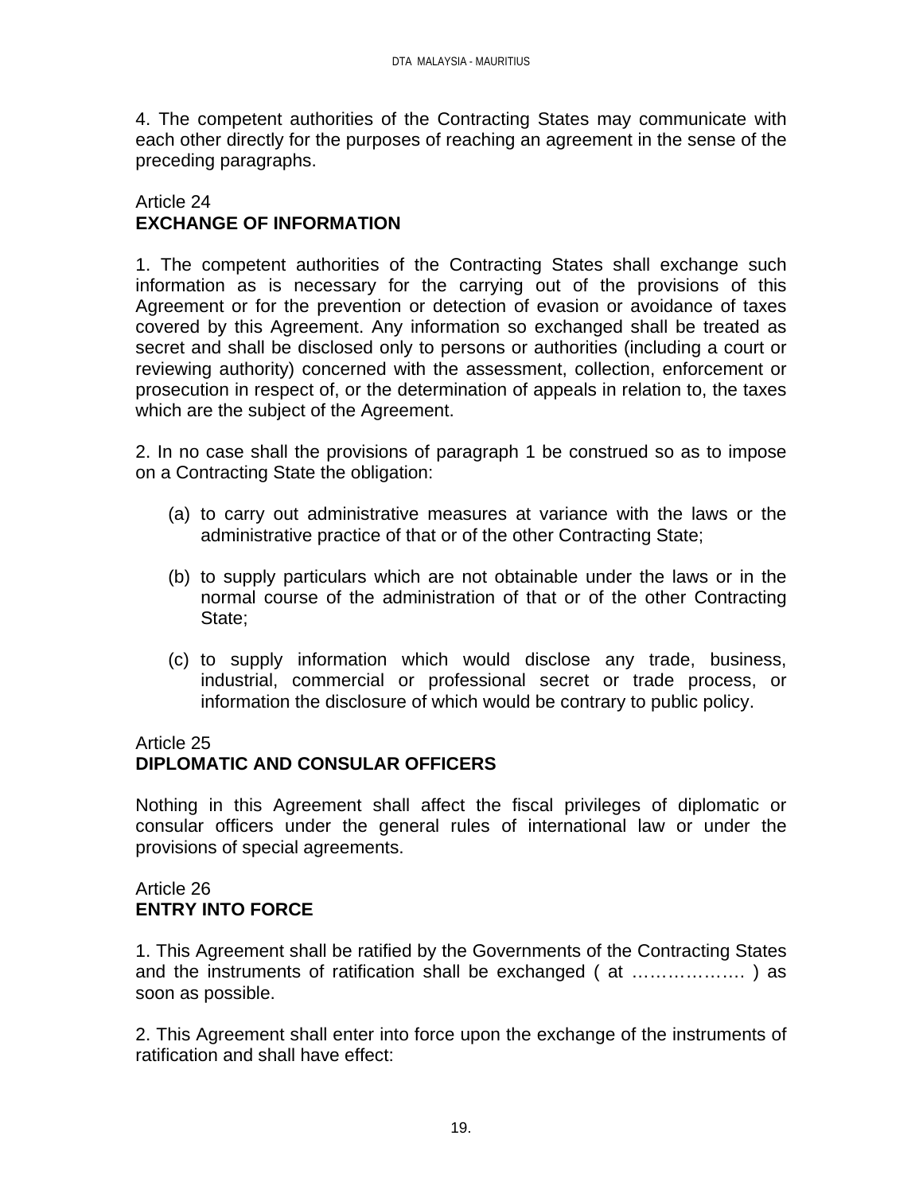4. The competent authorities of the Contracting States may communicate with each other directly for the purposes of reaching an agreement in the sense of the preceding paragraphs.

Article 24
**EXCHANGE OF INFORMATION**

1. The competent authorities of the Contracting States shall exchange such information as is necessary for the carrying out of the provisions of this Agreement or for the prevention or detection of evasion or avoidance of taxes covered by this Agreement. Any information so exchanged shall be treated as secret and shall be disclosed only to persons or authorities (including a court or reviewing authority) concerned with the assessment, collection, enforcement or prosecution in respect of, or the determination of appeals in relation to, the taxes which are the subject of the Agreement.

2. In no case shall the provisions of paragraph 1 be construed so as to impose on a Contracting State the obligation:

(a) to carry out administrative measures at variance with the laws or the administrative practice of that or of the other Contracting State;

(b) to supply particulars which are not obtainable under the laws or in the normal course of the administration of that or of the other Contracting State;

(c) to supply information which would disclose any trade, business, industrial, commercial or professional secret or trade process, or information the disclosure of which would be contrary to public policy.

Article 25
**DIPLOMATIC AND CONSULAR OFFICERS**

Nothing in this Agreement shall affect the fiscal privileges of diplomatic or consular officers under the general rules of international law or under the provisions of special agreements.

Article 26
**ENTRY INTO FORCE**

1. This Agreement shall be ratified by the Governments of the Contracting States and the instruments of ratification shall be exchanged ( at ……………… ) as soon as possible.

2. This Agreement shall enter into force upon the exchange of the instruments of ratification and shall have effect: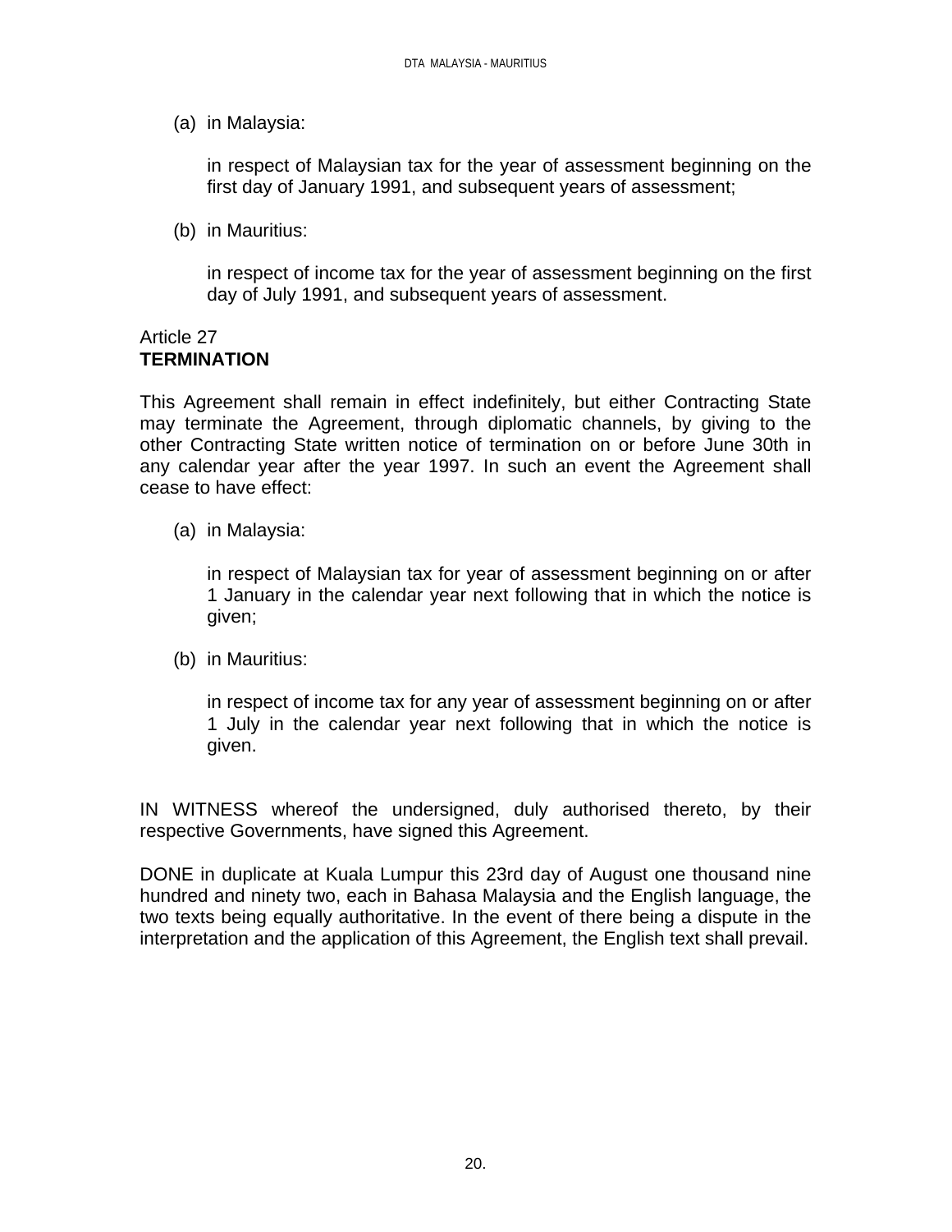(a) in Malaysia:

in respect of Malaysian tax for the year of assessment beginning on the first day of January 1991, and subsequent years of assessment;

(b) in Mauritius:

in respect of income tax for the year of assessment beginning on the first day of July 1991, and subsequent years of assessment.

Article 27
**TERMINATION**

This Agreement shall remain in effect indefinitely, but either Contracting State may terminate the Agreement, through diplomatic channels, by giving to the other Contracting State written notice of termination on or before June 30th in any calendar year after the year 1997. In such an event the Agreement shall cease to have effect:

(a) in Malaysia:

in respect of Malaysian tax for year of assessment beginning on or after 1 January in the calendar year next following that in which the notice is given;

(b) in Mauritius:

in respect of income tax for any year of assessment beginning on or after 1 July in the calendar year next following that in which the notice is given.

IN WITNESS whereof the undersigned, duly authorised thereto, by their respective Governments, have signed this Agreement.

DONE in duplicate at Kuala Lumpur this 23rd day of August one thousand nine hundred and ninety two, each in Bahasa Malaysia and the English language, the two texts being equally authoritative. In the event of there being a dispute in the interpretation and the application of this Agreement, the English text shall prevail.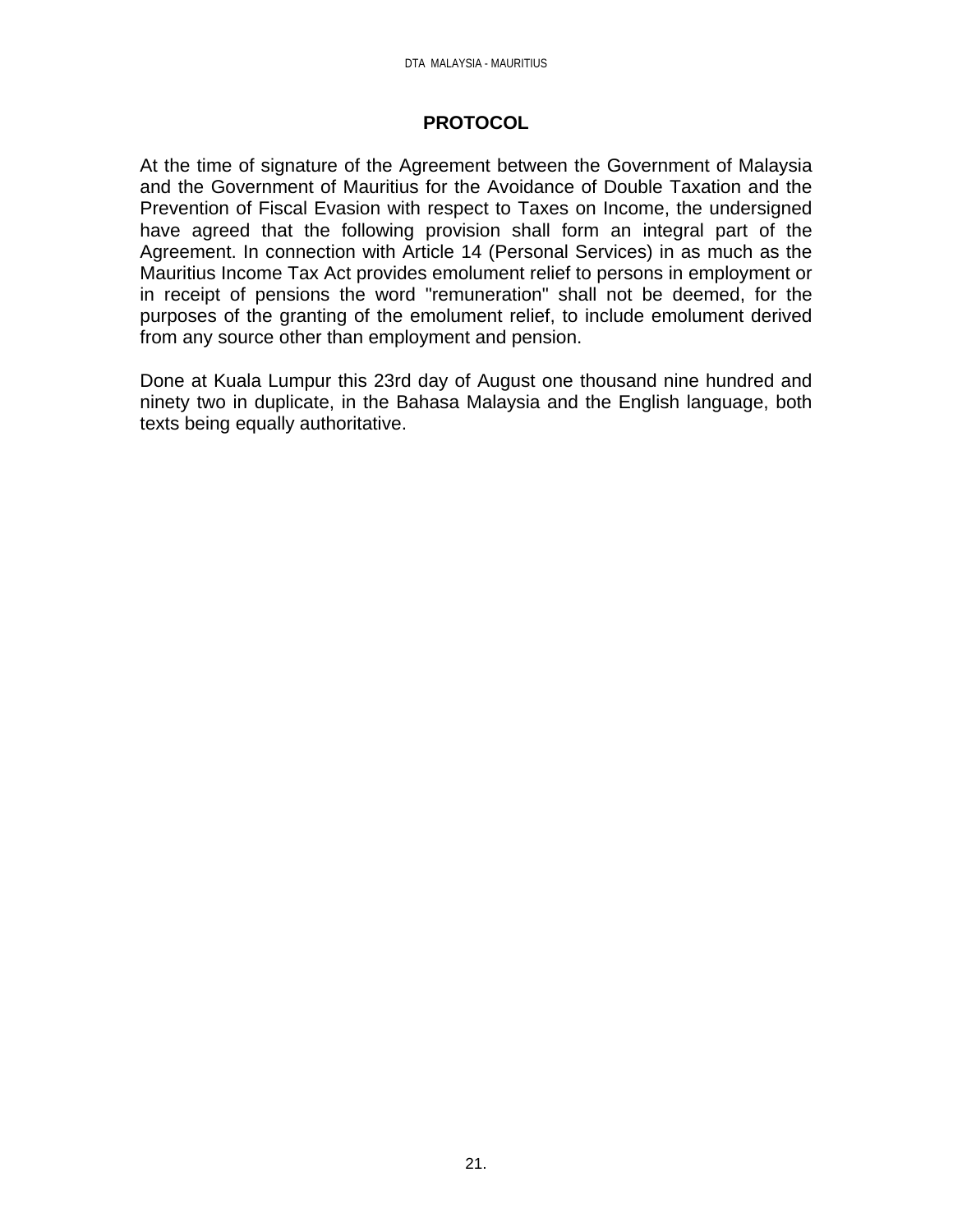# PROTOCOL

At the time of signature of the Agreement between the Government of Malaysia and the Government of Mauritius for the Avoidance of Double Taxation and the Prevention of Fiscal Evasion with respect to Taxes on Income, the undersigned have agreed that the following provision shall form an integral part of the Agreement. In connection with Article 14 (Personal Services) in as much as the Mauritius Income Tax Act provides emolument relief to persons in employment or in receipt of pensions the word "remuneration" shall not be deemed, for the purposes of the granting of the emolument relief, to include emolument derived from any source other than employment and pension.

Done at Kuala Lumpur this 23rd day of August one thousand nine hundred and ninety two in duplicate, in the Bahasa Malaysia and the English language, both texts being equally authoritative.